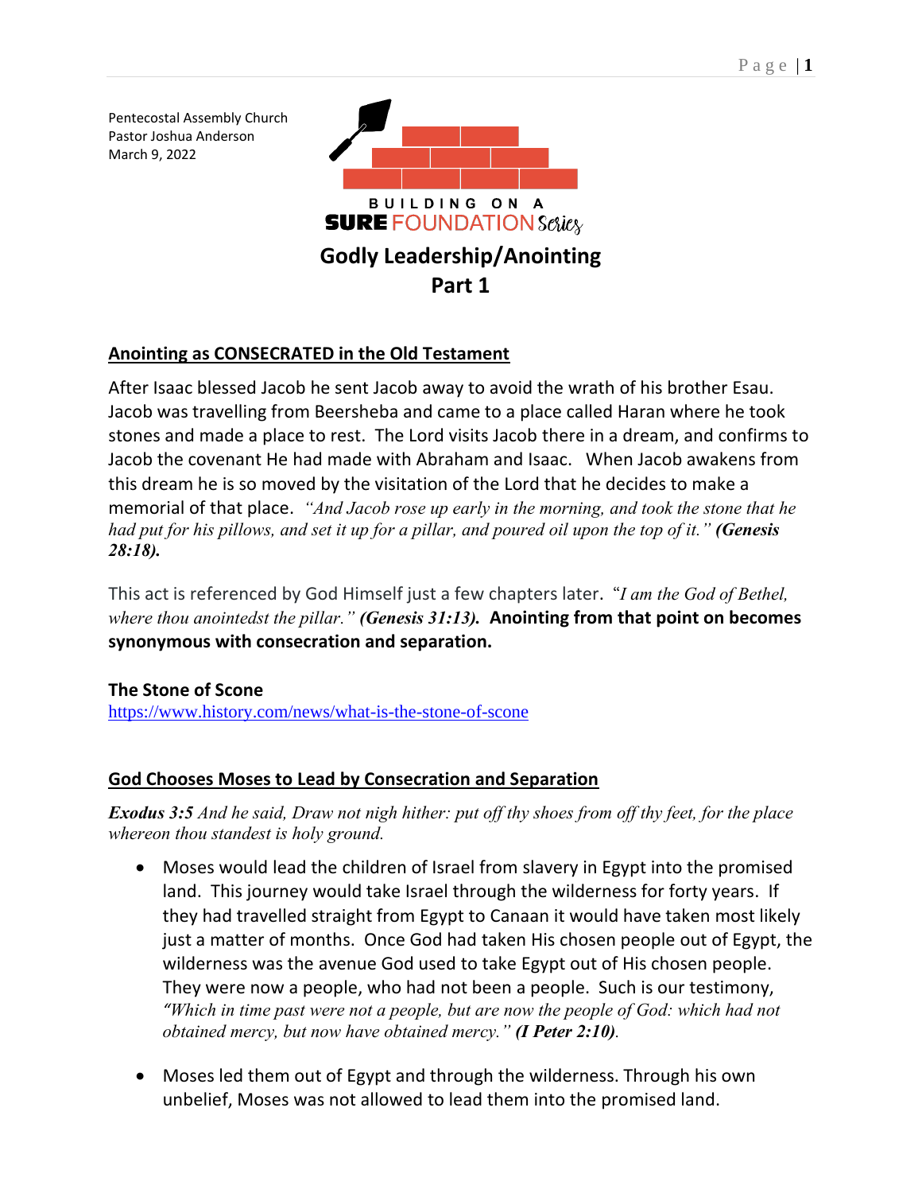Pentecostal Assembly Church
Pastor Joshua Anderson
March 9, 2022

BUILDING ON A
**SURE** FOUNDATION *Series*

# Godly Leadership/Anointing
# Part 1

## Anointing as CONSECRATED in the Old Testament

After Isaac blessed Jacob he sent Jacob away to avoid the wrath of his brother Esau. Jacob was travelling from Beersheba and came to a place called Haran where he took stones and made a place to rest. The Lord visits Jacob there in a dream, and confirms to Jacob the covenant He had made with Abraham and Isaac. When Jacob awakens from this dream he is so moved by the visitation of the Lord that he decides to make a memorial of that place. *"And Jacob rose up early in the morning, and took the stone that he had put for his pillows, and set it up for a pillar, and poured oil upon the top of it."* ***(Genesis 28:18).***

This act is referenced by God Himself just a few chapters later. *"I am the God of Bethel, where thou anointedst the pillar."* ***(Genesis 31:13).*** **Anointing from that point on becomes synonymous with consecration and separation.**

**The Stone of Scone**
https://www.history.com/news/what-is-the-stone-of-scone

## God Chooses Moses to Lead by Consecration and Separation

***Exodus 3:5*** *And he said, Draw not nigh hither: put off thy shoes from off thy feet, for the place whereon thou standest is holy ground.*

- Moses would lead the children of Israel from slavery in Egypt into the promised land. This journey would take Israel through the wilderness for forty years. If they had travelled straight from Egypt to Canaan it would have taken most likely just a matter of months. Once God had taken His chosen people out of Egypt, the wilderness was the avenue God used to take Egypt out of His chosen people. They were now a people, who had not been a people. Such is our testimony, *"Which in time past were not a people, but are now the people of God: which had not obtained mercy, but now have obtained mercy."* ***(I Peter 2:10)***.

- Moses led them out of Egypt and through the wilderness. Through his own unbelief, Moses was not allowed to lead them into the promised land.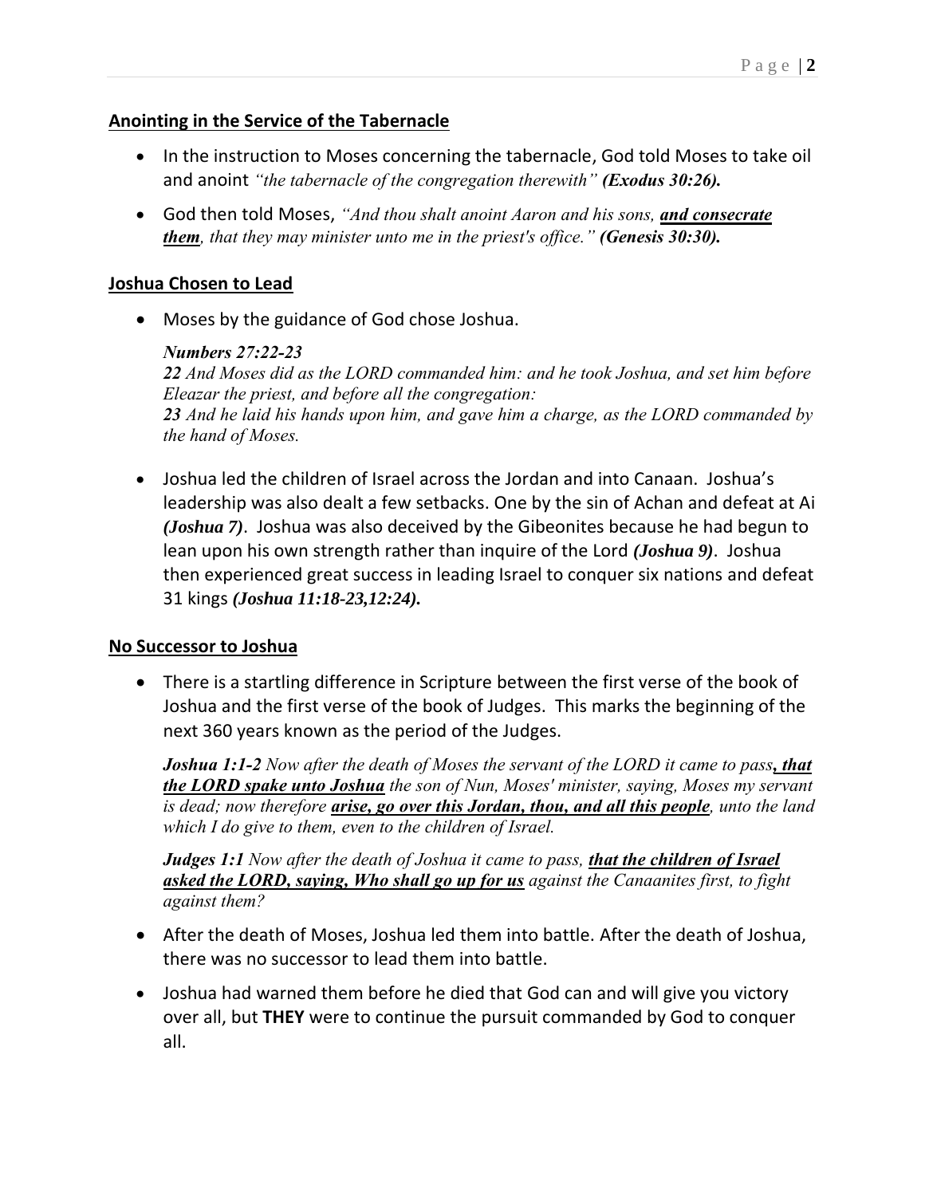## Anointing in the Service of the Tabernacle

- In the instruction to Moses concerning the tabernacle, God told Moses to take oil and anoint *"the tabernacle of the congregation therewith"* ***(Exodus 30:26).***
- God then told Moses, *"And thou shalt anoint Aaron and his sons,* ***and consecrate them****, that they may minister unto me in the priest's office."* ***(Genesis 30:30).***

## Joshua Chosen to Lead

- Moses by the guidance of God chose Joshua.

  ***Numbers 27:22-23***
  ***22*** *And Moses did as the LORD commanded him: and he took Joshua, and set him before Eleazar the priest, and before all the congregation:*
  ***23*** *And he laid his hands upon him, and gave him a charge, as the LORD commanded by the hand of Moses.*

- Joshua led the children of Israel across the Jordan and into Canaan. Joshua's leadership was also dealt a few setbacks. One by the sin of Achan and defeat at Ai ***(Joshua 7)***. Joshua was also deceived by the Gibeonites because he had begun to lean upon his own strength rather than inquire of the Lord ***(Joshua 9)***. Joshua then experienced great success in leading Israel to conquer six nations and defeat 31 kings ***(Joshua 11:18-23,12:24).***

## No Successor to Joshua

- There is a startling difference in Scripture between the first verse of the book of Joshua and the first verse of the book of Judges. This marks the beginning of the next 360 years known as the period of the Judges.

  ***Joshua 1:1-2*** *Now after the death of Moses the servant of the LORD it came to pass****, that the LORD spake unto Joshua*** *the son of Nun, Moses' minister, saying, Moses my servant is dead; now therefore* ***arise, go over this Jordan, thou, and all this people****, unto the land which I do give to them, even to the children of Israel.*

  ***Judges 1:1*** *Now after the death of Joshua it came to pass,* ***that the children of Israel asked the LORD, saying, Who shall go up for us*** *against the Canaanites first, to fight against them?*

- After the death of Moses, Joshua led them into battle. After the death of Joshua, there was no successor to lead them into battle.
- Joshua had warned them before he died that God can and will give you victory over all, but **THEY** were to continue the pursuit commanded by God to conquer all.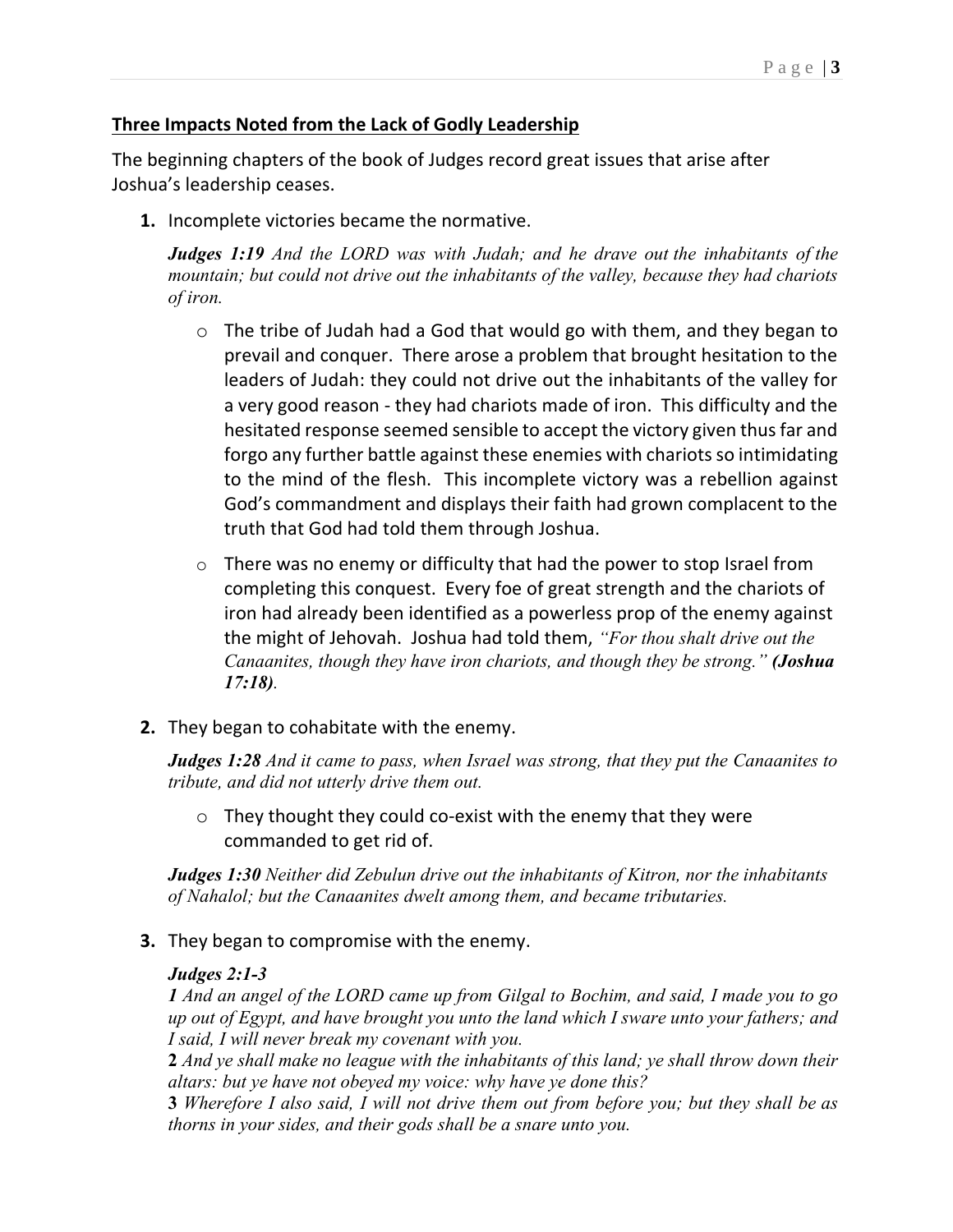**<u>Three Impacts Noted from the Lack of Godly Leadership</u>**

The beginning chapters of the book of Judges record great issues that arise after Joshua's leadership ceases.

1. Incomplete victories became the normative.

   ***Judges 1:19*** *And the LORD was with Judah; and he drave out the inhabitants of the mountain; but could not drive out the inhabitants of the valley, because they had chariots of iron.*

   - The tribe of Judah had a God that would go with them, and they began to prevail and conquer. There arose a problem that brought hesitation to the leaders of Judah: they could not drive out the inhabitants of the valley for a very good reason - they had chariots made of iron. This difficulty and the hesitated response seemed sensible to accept the victory given thus far and forgo any further battle against these enemies with chariots so intimidating to the mind of the flesh. This incomplete victory was a rebellion against God's commandment and displays their faith had grown complacent to the truth that God had told them through Joshua.
   - There was no enemy or difficulty that had the power to stop Israel from completing this conquest. Every foe of great strength and the chariots of iron had already been identified as a powerless prop of the enemy against the might of Jehovah. Joshua had told them, *"For thou shalt drive out the Canaanites, though they have iron chariots, and though they be strong."* ***(Joshua 17:18)****.*

2. They began to cohabitate with the enemy.

   ***Judges 1:28*** *And it came to pass, when Israel was strong, that they put the Canaanites to tribute, and did not utterly drive them out.*

   - They thought they could co-exist with the enemy that they were commanded to get rid of.

   ***Judges 1:30*** *Neither did Zebulun drive out the inhabitants of Kitron, nor the inhabitants of Nahalol; but the Canaanites dwelt among them, and became tributaries.*

3. They began to compromise with the enemy.

   ***Judges 2:1-3***
   ***1*** *And an angel of the LORD came up from Gilgal to Bochim, and said, I made you to go up out of Egypt, and have brought you unto the land which I sware unto your fathers; and I said, I will never break my covenant with you.*
   **2** *And ye shall make no league with the inhabitants of this land; ye shall throw down their altars: but ye have not obeyed my voice: why have ye done this?*
   **3** *Wherefore I also said, I will not drive them out from before you; but they shall be as thorns in your sides, and their gods shall be a snare unto you.*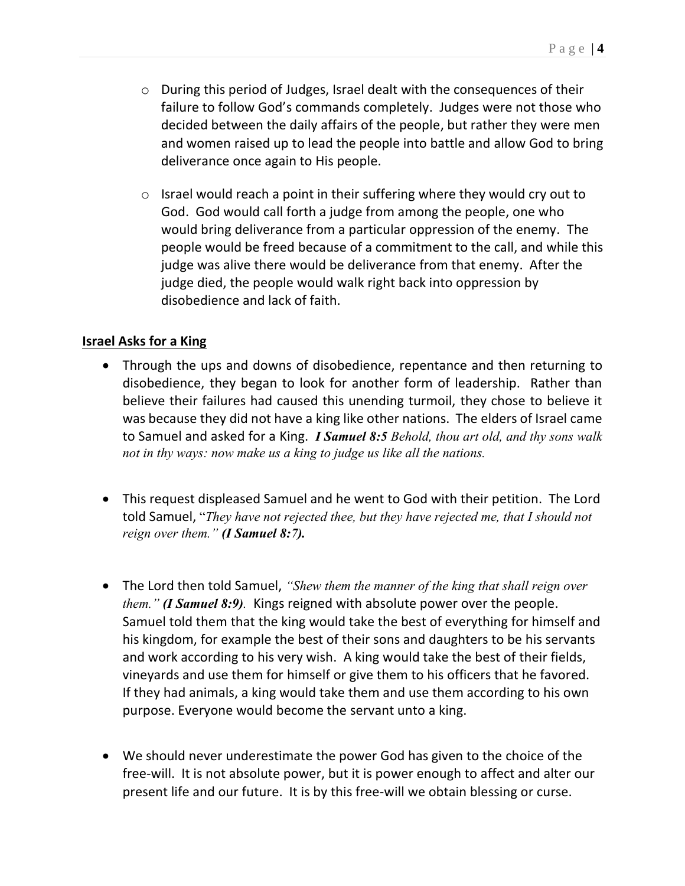- During this period of Judges, Israel dealt with the consequences of their failure to follow God's commands completely. Judges were not those who decided between the daily affairs of the people, but rather they were men and women raised up to lead the people into battle and allow God to bring deliverance once again to His people.

- Israel would reach a point in their suffering where they would cry out to God. God would call forth a judge from among the people, one who would bring deliverance from a particular oppression of the enemy. The people would be freed because of a commitment to the call, and while this judge was alive there would be deliverance from that enemy. After the judge died, the people would walk right back into oppression by disobedience and lack of faith.

**Israel Asks for a King**

- Through the ups and downs of disobedience, repentance and then returning to disobedience, they began to look for another form of leadership. Rather than believe their failures had caused this unending turmoil, they chose to believe it was because they did not have a king like other nations. The elders of Israel came to Samuel and asked for a King. ***I Samuel 8:5*** *Behold, thou art old, and thy sons walk not in thy ways: now make us a king to judge us like all the nations.*

- This request displeased Samuel and he went to God with their petition. The Lord told Samuel, "*They have not rejected thee, but they have rejected me, that I should not reign over them." **(I Samuel 8:7).***

- The Lord then told Samuel, *"Shew them the manner of the king that shall reign over them." **(I Samuel 8:9)**.* Kings reigned with absolute power over the people. Samuel told them that the king would take the best of everything for himself and his kingdom, for example the best of their sons and daughters to be his servants and work according to his very wish. A king would take the best of their fields, vineyards and use them for himself or give them to his officers that he favored. If they had animals, a king would take them and use them according to his own purpose. Everyone would become the servant unto a king.

- We should never underestimate the power God has given to the choice of the free-will. It is not absolute power, but it is power enough to affect and alter our present life and our future. It is by this free-will we obtain blessing or curse.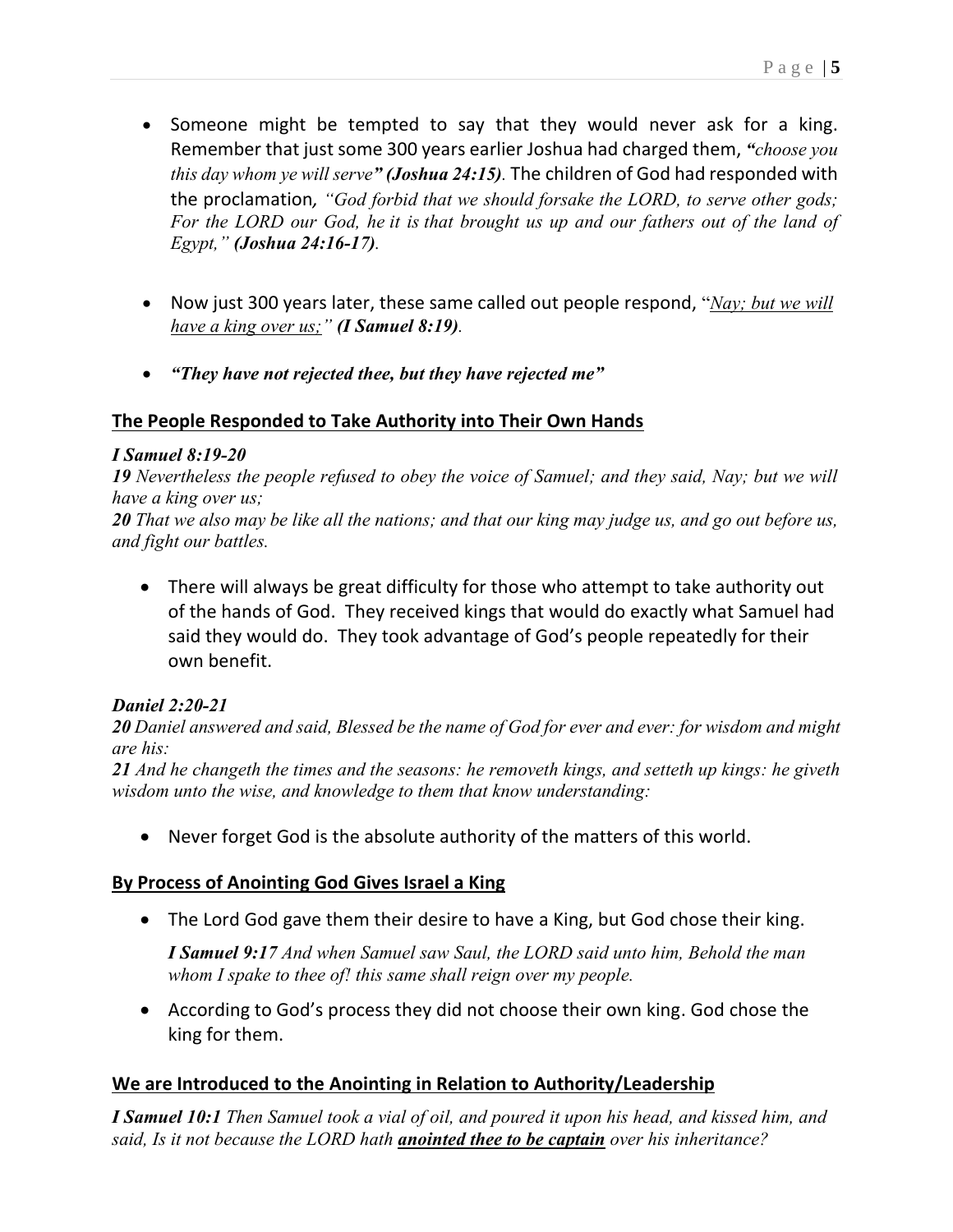- Someone might be tempted to say that they would never ask for a king. Remember that just some 300 years earlier Joshua had charged them, ***"****choose you this day whom ye will serve****" (Joshua 24:15)***. The children of God had responded with the proclamation*, "God forbid that we should forsake the LORD, to serve other gods; For the LORD our God, he it is that brought us up and our fathers out of the land of Egypt,"* ***(Joshua 24:16-17)***.

- Now just 300 years later, these same called out people respond, "<u>*Nay; but we will have a king over us;*</u>*"* ***(I Samuel 8:19)***.

- ***"They have not rejected thee, but they have rejected me"***

## <u>The People Responded to Take Authority into Their Own Hands</u>

***I Samuel 8:19-20***

***19*** *Nevertheless the people refused to obey the voice of Samuel; and they said, Nay; but we will have a king over us;*

***20*** *That we also may be like all the nations; and that our king may judge us, and go out before us, and fight our battles.*

- There will always be great difficulty for those who attempt to take authority out of the hands of God. They received kings that would do exactly what Samuel had said they would do. They took advantage of God's people repeatedly for their own benefit.

***Daniel 2:20-21***

***20*** *Daniel answered and said, Blessed be the name of God for ever and ever: for wisdom and might are his:*

***21*** *And he changeth the times and the seasons: he removeth kings, and setteth up kings: he giveth wisdom unto the wise, and knowledge to them that know understanding:*

- Never forget God is the absolute authority of the matters of this world.

## <u>By Process of Anointing God Gives Israel a King</u>

- The Lord God gave them their desire to have a King, but God chose their king.

  ***I Samuel 9:17*** *And when Samuel saw Saul, the LORD said unto him, Behold the man whom I spake to thee of! this same shall reign over my people.*

- According to God's process they did not choose their own king. God chose the king for them.

## <u>We are Introduced to the Anointing in Relation to Authority/Leadership</u>

***I Samuel 10:1*** *Then Samuel took a vial of oil, and poured it upon his head, and kissed him, and said, Is it not because the LORD hath* ***<u>anointed thee to be captain</u>*** *over his inheritance?*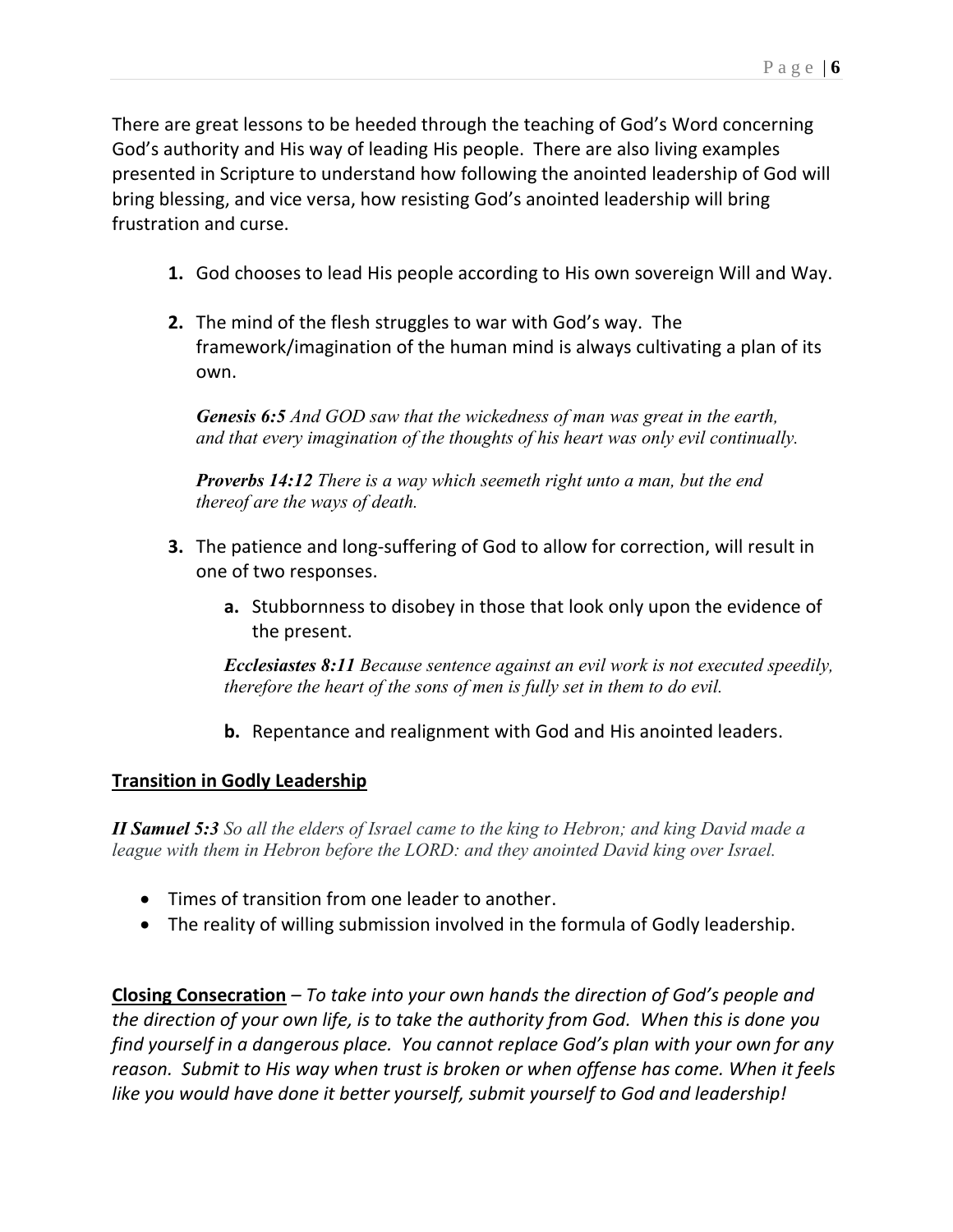There are great lessons to be heeded through the teaching of God's Word concerning God's authority and His way of leading His people. There are also living examples presented in Scripture to understand how following the anointed leadership of God will bring blessing, and vice versa, how resisting God's anointed leadership will bring frustration and curse.

1. God chooses to lead His people according to His own sovereign Will and Way.
2. The mind of the flesh struggles to war with God's way. The framework/imagination of the human mind is always cultivating a plan of its own.

   ***Genesis 6:5*** *And GOD saw that the wickedness of man was great in the earth, and that every imagination of the thoughts of his heart was only evil continually.*

   ***Proverbs 14:12*** *There is a way which seemeth right unto a man, but the end thereof are the ways of death.*

3. The patience and long-suffering of God to allow for correction, will result in one of two responses.
   a. Stubbornness to disobey in those that look only upon the evidence of the present.

      ***Ecclesiastes 8:11*** *Because sentence against an evil work is not executed speedily, therefore the heart of the sons of men is fully set in them to do evil.*

   b. Repentance and realignment with God and His anointed leaders.

<u>**Transition in Godly Leadership**</u>

***II Samuel 5:3*** *So all the elders of Israel came to the king to Hebron; and king David made a league with them in Hebron before the LORD: and they anointed David king over Israel.*

- Times of transition from one leader to another.
- The reality of willing submission involved in the formula of Godly leadership.

<u>**Closing Consecration**</u> – *To take into your own hands the direction of God's people and the direction of your own life, is to take the authority from God. When this is done you find yourself in a dangerous place. You cannot replace God's plan with your own for any reason. Submit to His way when trust is broken or when offense has come. When it feels like you would have done it better yourself, submit yourself to God and leadership!*